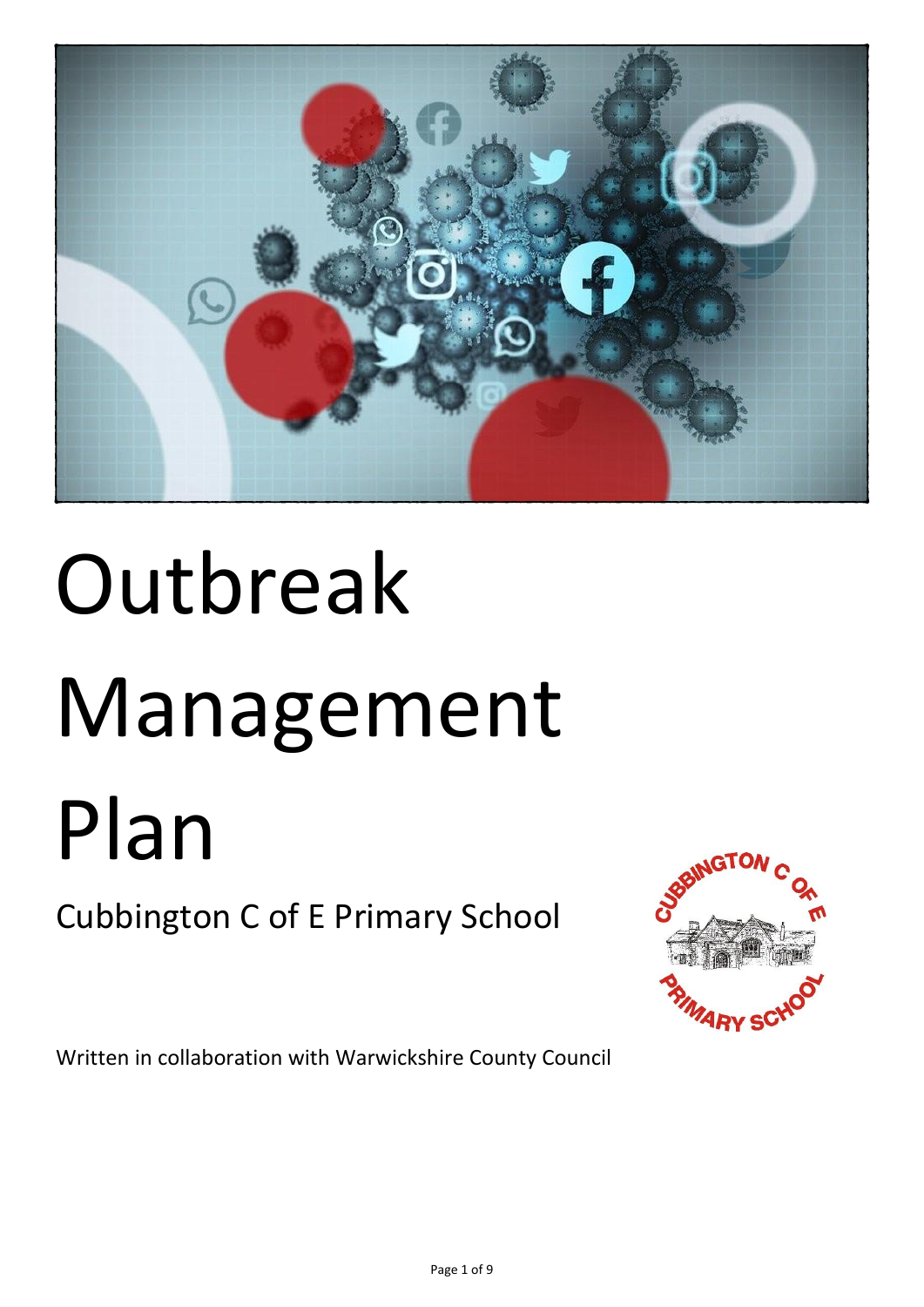# Outbreak Management Plan

## Cubbington C of E Primary School

Written in collaboration with Warwickshire County Council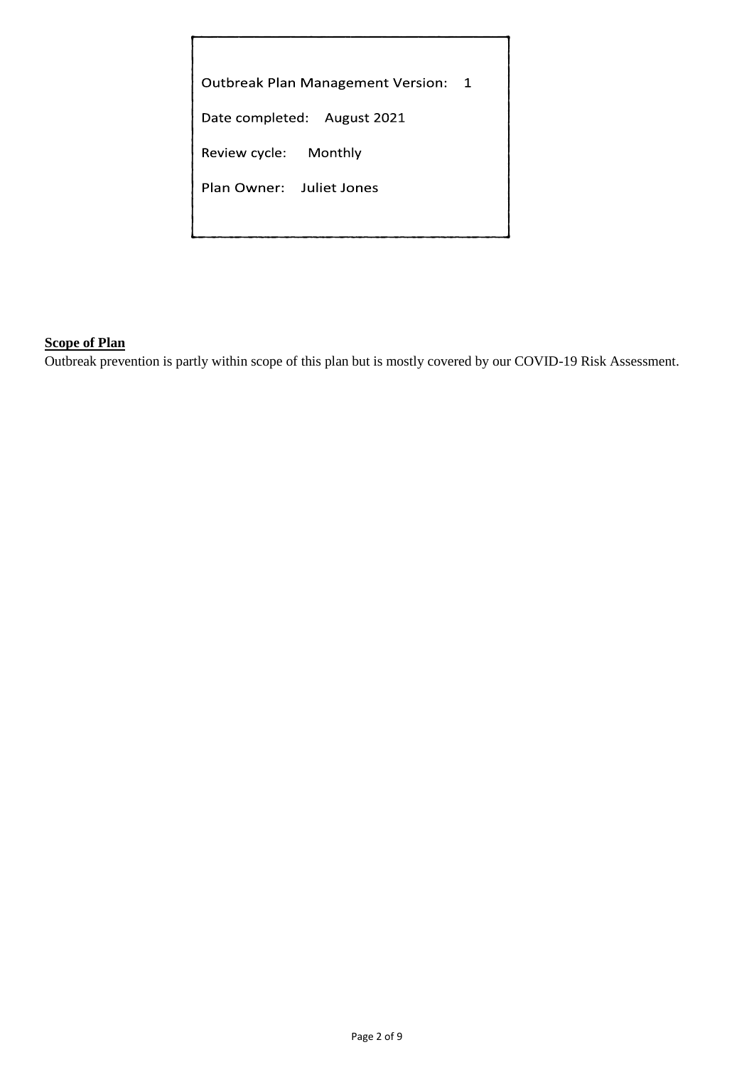Outbreak Plan Management Version: 1

Date completed: August 2021

Review cycle: Monthly

Plan Owner: Juliet Jones

**Scope of Plan**

Outbreak prevention is partly within scope of this plan but is mostly covered by our COVID-19 Risk Assessment.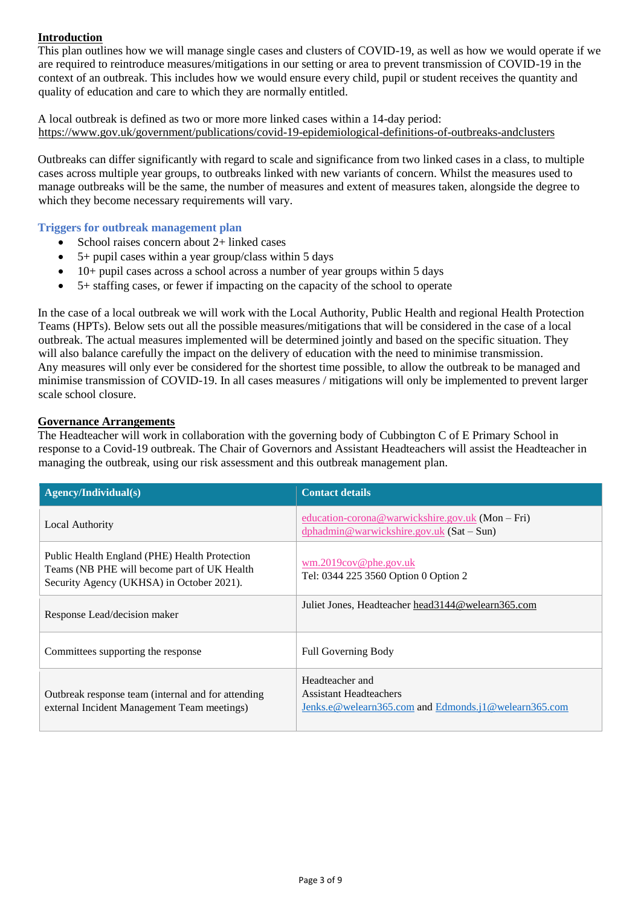## Introduction

This plan outlines how we will manage single cases and clusters of COVID-19, as well as how we would operate if we are required to reintroduce measures/mitigations in our setting or area to prevent transmission of COVID-19 in the context of an outbreak. This includes how we would ensure every child, pupil or student receives the quantity and quality of education and care to which they are normally entitled.

A local outbreak is defined as two or more more linked cases within a 14-day period: https://www.gov.uk/government/publications/covid-19-epidemiological-definitions-of-outbreaks-andclusters

Outbreaks can differ significantly with regard to scale and significance from two linked cases in a class, to multiple cases across multiple year groups, to outbreaks linked with new variants of concern. Whilst the measures used to manage outbreaks will be the same, the number of measures and extent of measures taken, alongside the degree to which they become necessary requirements will vary.

### Triggers for outbreak management plan

- School raises concern about 2+ linked cases
- 5+ pupil cases within a year group/class within 5 days
- 10+ pupil cases across a school across a number of year groups within 5 days
- 5+ staffing cases, or fewer if impacting on the capacity of the school to operate

In the case of a local outbreak we will work with the Local Authority, Public Health and regional Health Protection Teams (HPTs). Below sets out all the possible measures/mitigations that will be considered in the case of a local outbreak. The actual measures implemented will be determined jointly and based on the specific situation. They will also balance carefully the impact on the delivery of education with the need to minimise transmission. Any measures will only ever be considered for the shortest time possible, to allow the outbreak to be managed and minimise transmission of COVID-19. In all cases measures / mitigations will only be implemented to prevent larger scale school closure.

## Governance Arrangements

The Headteacher will work in collaboration with the governing body of Cubbington C of E Primary School in response to a Covid-19 outbreak. The Chair of Governors and Assistant Headteachers will assist the Headteacher in managing the outbreak, using our risk assessment and this outbreak management plan.

| Agency/Individual(s) | Contact details |
|---|---|
| Local Authority | education-corona@warwickshire.gov.uk (Mon – Fri)<br>dphadmin@warwickshire.gov.uk (Sat – Sun) |
| Public Health England (PHE) Health Protection Teams (NB PHE will become part of UK Health Security Agency (UKHSA) in October 2021). | wm.2019cov@phe.gov.uk<br>Tel: 0344 225 3560 Option 0 Option 2 |
| Response Lead/decision maker | Juliet Jones, Headteacher head3144@welearn365.com |
| Committees supporting the response | Full Governing Body |
| Outbreak response team (internal and for attending external Incident Management Team meetings) | Headteacher and<br>Assistant Headteachers<br>Jenks.e@welearn365.com and Edmonds.j1@welearn365.com |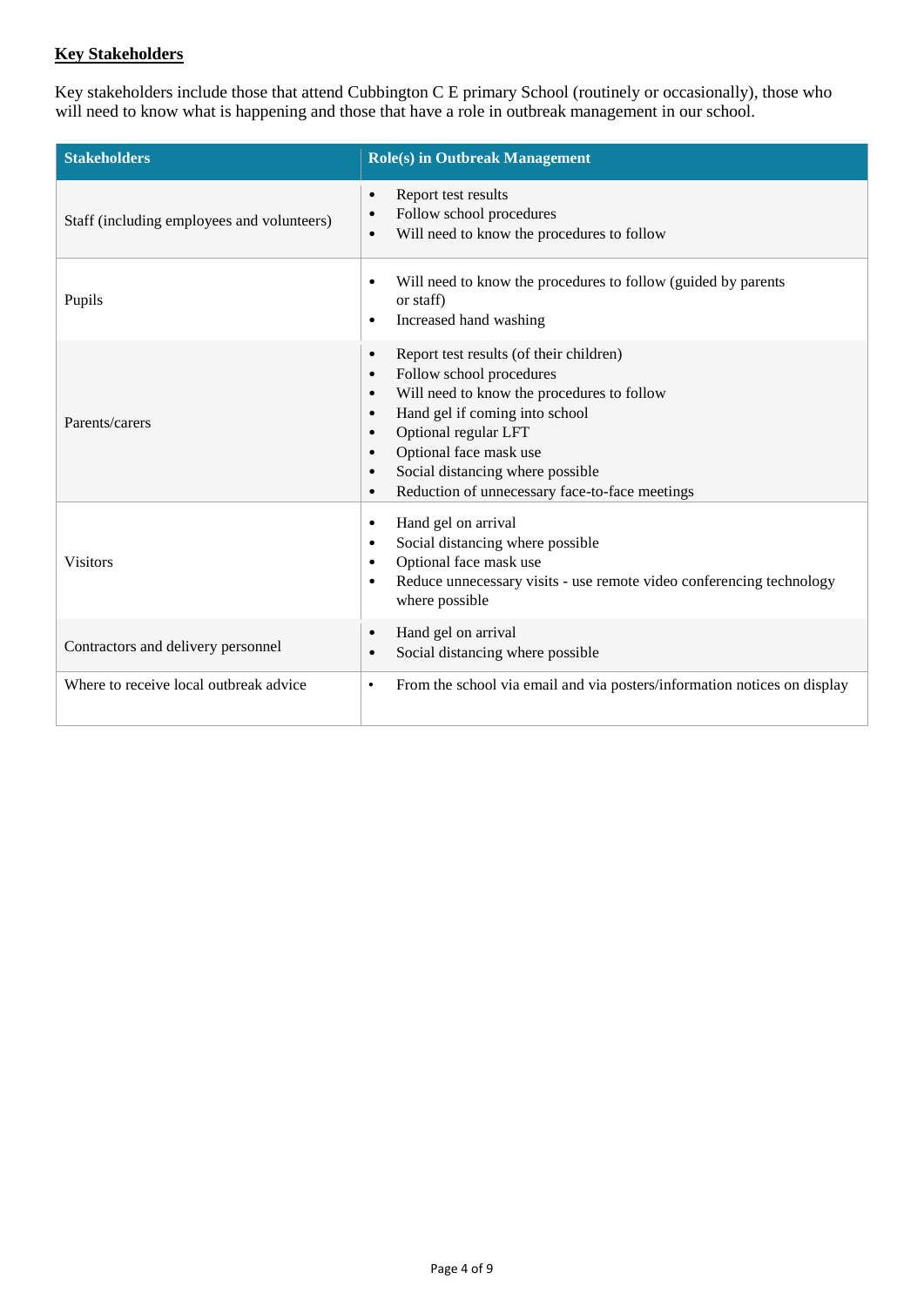**Key Stakeholders**

Key stakeholders include those that attend Cubbington C E primary School (routinely or occasionally), those who will need to know what is happening and those that have a role in outbreak management in our school.

| Stakeholders | Role(s) in Outbreak Management |
|---|---|
| Staff (including employees and volunteers) | • Report test results<br>• Follow school procedures<br>• Will need to know the procedures to follow |
| Pupils | • Will need to know the procedures to follow (guided by parents or staff)<br>• Increased hand washing |
| Parents/carers | • Report test results (of their children)<br>• Follow school procedures<br>• Will need to know the procedures to follow<br>• Hand gel if coming into school<br>• Optional regular LFT<br>• Optional face mask use<br>• Social distancing where possible<br>• Reduction of unnecessary face-to-face meetings |
| Visitors | • Hand gel on arrival<br>• Social distancing where possible<br>• Optional face mask use<br>• Reduce unnecessary visits - use remote video conferencing technology where possible |
| Contractors and delivery personnel | • Hand gel on arrival<br>• Social distancing where possible |
| Where to receive local outbreak advice | • From the school via email and via posters/information notices on display |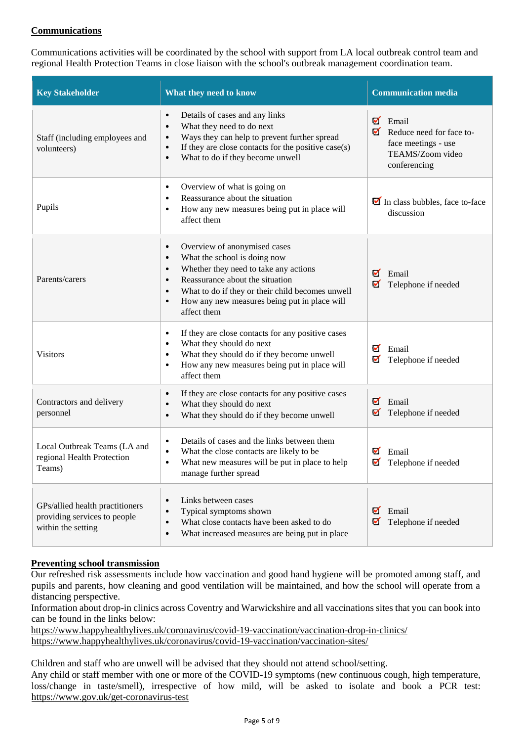**Communications**

Communications activities will be coordinated by the school with support from LA local outbreak control team and regional Health Protection Teams in close liaison with the school's outbreak management coordination team.

| Key Stakeholder | What they need to know | Communication media |
|---|---|---|
| Staff (including employees and volunteers) | • Details of cases and any links<br>• What they need to do next<br>• Ways they can help to prevent further spread<br>• If they are close contacts for the positive case(s)<br>• What to do if they become unwell | ☑ Email<br>☑ Reduce need for face to-face meetings - use TEAMS/Zoom video conferencing |
| Pupils | • Overview of what is going on<br>• Reassurance about the situation<br>• How any new measures being put in place will affect them | ☑ In class bubbles, face to-face discussion |
| Parents/carers | • Overview of anonymised cases<br>• What the school is doing now<br>• Whether they need to take any actions<br>• Reassurance about the situation<br>• What to do if they or their child becomes unwell<br>• How any new measures being put in place will affect them | ☑ Email<br>☑ Telephone if needed |
| Visitors | • If they are close contacts for any positive cases<br>• What they should do next<br>• What they should do if they become unwell<br>• How any new measures being put in place will affect them | ☑ Email<br>☑ Telephone if needed |
| Contractors and delivery personnel | • If they are close contacts for any positive cases<br>• What they should do next<br>• What they should do if they become unwell | ☑ Email<br>☑ Telephone if needed |
| Local Outbreak Teams (LA and regional Health Protection Teams) | • Details of cases and the links between them<br>• What the close contacts are likely to be<br>• What new measures will be put in place to help manage further spread | ☑ Email<br>☑ Telephone if needed |
| GPs/allied health practitioners providing services to people within the setting | • Links between cases<br>• Typical symptoms shown<br>• What close contacts have been asked to do<br>• What increased measures are being put in place | ☑ Email<br>☑ Telephone if needed |

**Preventing school transmission**

Our refreshed risk assessments include how vaccination and good hand hygiene will be promoted among staff, and pupils and parents, how cleaning and good ventilation will be maintained, and how the school will operate from a distancing perspective.

Information about drop-in clinics across Coventry and Warwickshire and all vaccinations sites that you can book into can be found in the links below:

https://www.happyhealthylives.uk/coronavirus/covid-19-vaccination/vaccination-drop-in-clinics/
https://www.happyhealthylives.uk/coronavirus/covid-19-vaccination/vaccination-sites/

Children and staff who are unwell will be advised that they should not attend school/setting.

Any child or staff member with one or more of the COVID-19 symptoms (new continuous cough, high temperature, loss/change in taste/smell), irrespective of how mild, will be asked to isolate and book a PCR test: https://www.gov.uk/get-coronavirus-test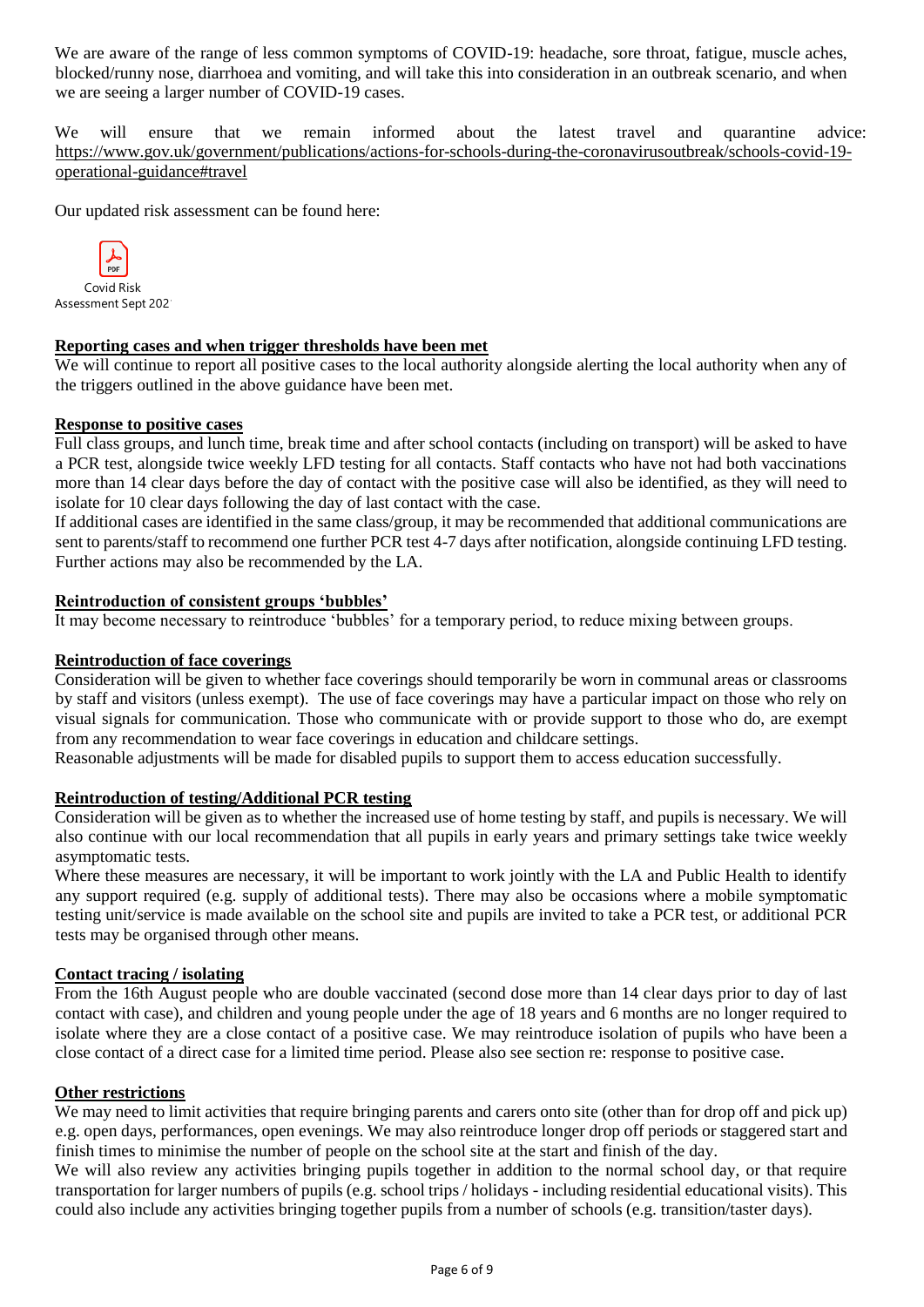We are aware of the range of less common symptoms of COVID-19: headache, sore throat, fatigue, muscle aches, blocked/runny nose, diarrhoea and vomiting, and will take this into consideration in an outbreak scenario, and when we are seeing a larger number of COVID-19 cases.

We will ensure that we remain informed about the latest travel and quarantine advice: https://www.gov.uk/government/publications/actions-for-schools-during-the-coronavirusoutbreak/schools-covid-19-operational-guidance#travel

Our updated risk assessment can be found here:

Covid Risk Assessment Sept 202

**Reporting cases and when trigger thresholds have been met**

We will continue to report all positive cases to the local authority alongside alerting the local authority when any of the triggers outlined in the above guidance have been met.

**Response to positive cases**

Full class groups, and lunch time, break time and after school contacts (including on transport) will be asked to have a PCR test, alongside twice weekly LFD testing for all contacts. Staff contacts who have not had both vaccinations more than 14 clear days before the day of contact with the positive case will also be identified, as they will need to isolate for 10 clear days following the day of last contact with the case.

If additional cases are identified in the same class/group, it may be recommended that additional communications are sent to parents/staff to recommend one further PCR test 4-7 days after notification, alongside continuing LFD testing. Further actions may also be recommended by the LA.

**Reintroduction of consistent groups 'bubbles'**

It may become necessary to reintroduce 'bubbles' for a temporary period, to reduce mixing between groups.

**Reintroduction of face coverings**

Consideration will be given to whether face coverings should temporarily be worn in communal areas or classrooms by staff and visitors (unless exempt). The use of face coverings may have a particular impact on those who rely on visual signals for communication. Those who communicate with or provide support to those who do, are exempt from any recommendation to wear face coverings in education and childcare settings.

Reasonable adjustments will be made for disabled pupils to support them to access education successfully.

**Reintroduction of testing/Additional PCR testing**

Consideration will be given as to whether the increased use of home testing by staff, and pupils is necessary. We will also continue with our local recommendation that all pupils in early years and primary settings take twice weekly asymptomatic tests.

Where these measures are necessary, it will be important to work jointly with the LA and Public Health to identify any support required (e.g. supply of additional tests). There may also be occasions where a mobile symptomatic testing unit/service is made available on the school site and pupils are invited to take a PCR test, or additional PCR tests may be organised through other means.

**Contact tracing / isolating**

From the 16th August people who are double vaccinated (second dose more than 14 clear days prior to day of last contact with case), and children and young people under the age of 18 years and 6 months are no longer required to isolate where they are a close contact of a positive case. We may reintroduce isolation of pupils who have been a close contact of a direct case for a limited time period. Please also see section re: response to positive case.

**Other restrictions**

We may need to limit activities that require bringing parents and carers onto site (other than for drop off and pick up) e.g. open days, performances, open evenings. We may also reintroduce longer drop off periods or staggered start and finish times to minimise the number of people on the school site at the start and finish of the day.

We will also review any activities bringing pupils together in addition to the normal school day, or that require transportation for larger numbers of pupils (e.g. school trips / holidays - including residential educational visits). This could also include any activities bringing together pupils from a number of schools (e.g. transition/taster days).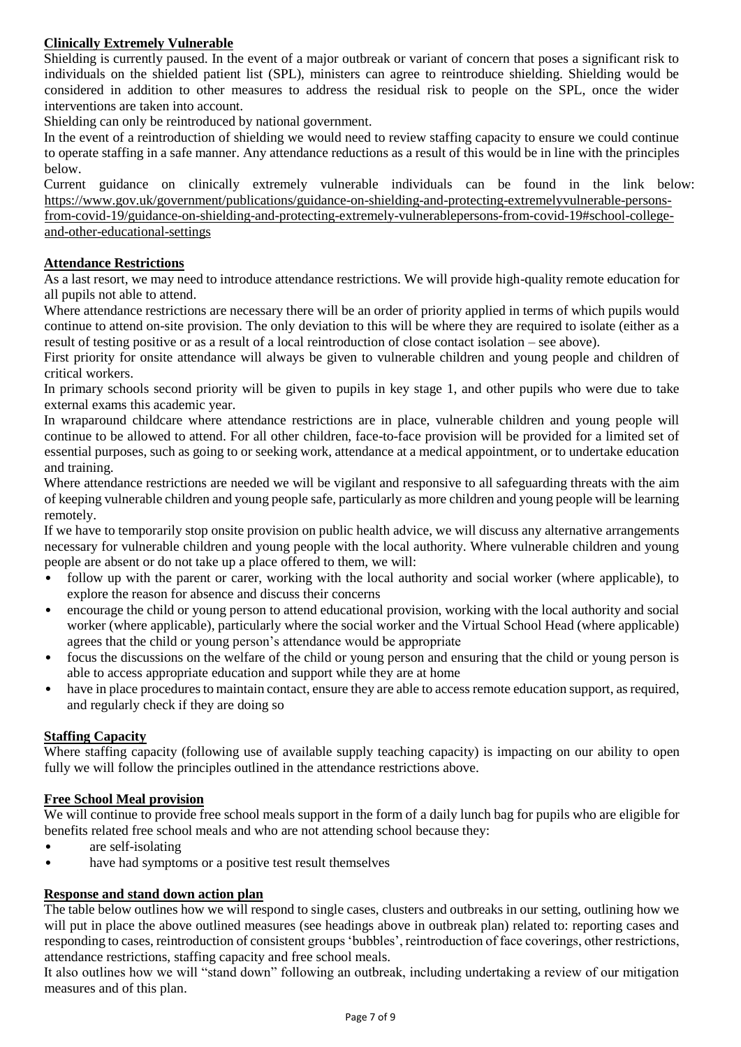### Clinically Extremely Vulnerable

Shielding is currently paused. In the event of a major outbreak or variant of concern that poses a significant risk to individuals on the shielded patient list (SPL), ministers can agree to reintroduce shielding. Shielding would be considered in addition to other measures to address the residual risk to people on the SPL, once the wider interventions are taken into account.

Shielding can only be reintroduced by national government.

In the event of a reintroduction of shielding we would need to review staffing capacity to ensure we could continue to operate staffing in a safe manner. Any attendance reductions as a result of this would be in line with the principles below.

Current guidance on clinically extremely vulnerable individuals can be found in the link below: https://www.gov.uk/government/publications/guidance-on-shielding-and-protecting-extremelyvulnerable-persons-from-covid-19/guidance-on-shielding-and-protecting-extremely-vulnerablepersons-from-covid-19#school-college-and-other-educational-settings

### Attendance Restrictions

As a last resort, we may need to introduce attendance restrictions. We will provide high-quality remote education for all pupils not able to attend.

Where attendance restrictions are necessary there will be an order of priority applied in terms of which pupils would continue to attend on-site provision. The only deviation to this will be where they are required to isolate (either as a result of testing positive or as a result of a local reintroduction of close contact isolation – see above).

First priority for onsite attendance will always be given to vulnerable children and young people and children of critical workers.

In primary schools second priority will be given to pupils in key stage 1, and other pupils who were due to take external exams this academic year.

In wraparound childcare where attendance restrictions are in place, vulnerable children and young people will continue to be allowed to attend. For all other children, face-to-face provision will be provided for a limited set of essential purposes, such as going to or seeking work, attendance at a medical appointment, or to undertake education and training.

Where attendance restrictions are needed we will be vigilant and responsive to all safeguarding threats with the aim of keeping vulnerable children and young people safe, particularly as more children and young people will be learning remotely.

If we have to temporarily stop onsite provision on public health advice, we will discuss any alternative arrangements necessary for vulnerable children and young people with the local authority. Where vulnerable children and young people are absent or do not take up a place offered to them, we will:

- follow up with the parent or carer, working with the local authority and social worker (where applicable), to explore the reason for absence and discuss their concerns
- encourage the child or young person to attend educational provision, working with the local authority and social worker (where applicable), particularly where the social worker and the Virtual School Head (where applicable) agrees that the child or young person's attendance would be appropriate
- focus the discussions on the welfare of the child or young person and ensuring that the child or young person is able to access appropriate education and support while they are at home
- have in place procedures to maintain contact, ensure they are able to access remote education support, as required, and regularly check if they are doing so

### Staffing Capacity

Where staffing capacity (following use of available supply teaching capacity) is impacting on our ability to open fully we will follow the principles outlined in the attendance restrictions above.

### Free School Meal provision

We will continue to provide free school meals support in the form of a daily lunch bag for pupils who are eligible for benefits related free school meals and who are not attending school because they:

- are self-isolating
- have had symptoms or a positive test result themselves

### Response and stand down action plan

The table below outlines how we will respond to single cases, clusters and outbreaks in our setting, outlining how we will put in place the above outlined measures (see headings above in outbreak plan) related to: reporting cases and responding to cases, reintroduction of consistent groups 'bubbles', reintroduction of face coverings, other restrictions, attendance restrictions, staffing capacity and free school meals.

It also outlines how we will "stand down" following an outbreak, including undertaking a review of our mitigation measures and of this plan.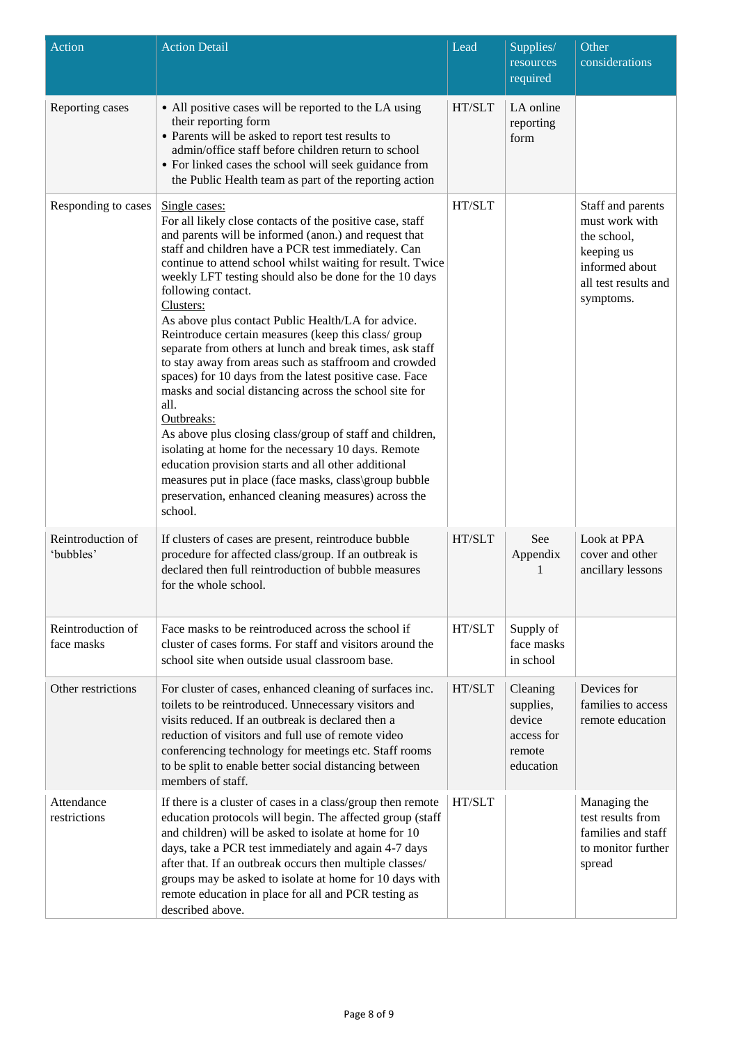| Action | Action Detail | Lead | Supplies/ resources required | Other considerations |
|---|---|---|---|---|
| Reporting cases | • All positive cases will be reported to the LA using their reporting form<br>• Parents will be asked to report test results to admin/office staff before children return to school<br>• For linked cases the school will seek guidance from the Public Health team as part of the reporting action | HT/SLT | LA online reporting form | |
| Responding to cases | Single cases:<br>For all likely close contacts of the positive case, staff and parents will be informed (anon.) and request that staff and children have a PCR test immediately. Can continue to attend school whilst waiting for result. Twice weekly LFT testing should also be done for the 10 days following contact.<br>Clusters:<br>As above plus contact Public Health/LA for advice. Reintroduce certain measures (keep this class/ group separate from others at lunch and break times, ask staff to stay away from areas such as staffroom and crowded spaces) for 10 days from the latest positive case. Face masks and social distancing across the school site for all.<br>Outbreaks:<br>As above plus closing class/group of staff and children, isolating at home for the necessary 10 days. Remote education provision starts and all other additional measures put in place (face masks, class\group bubble preservation, enhanced cleaning measures) across the school. | HT/SLT | | Staff and parents must work with the school, keeping us informed about all test results and symptoms. |
| Reintroduction of 'bubbles' | If clusters of cases are present, reintroduce bubble procedure for affected class/group. If an outbreak is declared then full reintroduction of bubble measures for the whole school. | HT/SLT | See Appendix 1 | Look at PPA cover and other ancillary lessons |
| Reintroduction of face masks | Face masks to be reintroduced across the school if cluster of cases forms. For staff and visitors around the school site when outside usual classroom base. | HT/SLT | Supply of face masks in school | |
| Other restrictions | For cluster of cases, enhanced cleaning of surfaces inc. toilets to be reintroduced. Unnecessary visitors and visits reduced. If an outbreak is declared then a reduction of visitors and full use of remote video conferencing technology for meetings etc. Staff rooms to be split to enable better social distancing between members of staff. | HT/SLT | Cleaning supplies, device access for remote education | Devices for families to access remote education |
| Attendance restrictions | If there is a cluster of cases in a class/group then remote education protocols will begin. The affected group (staff and children) will be asked to isolate at home for 10 days, take a PCR test immediately and again 4-7 days after that. If an outbreak occurs then multiple classes/ groups may be asked to isolate at home for 10 days with remote education in place for all and PCR testing as described above. | HT/SLT | | Managing the test results from families and staff to monitor further spread |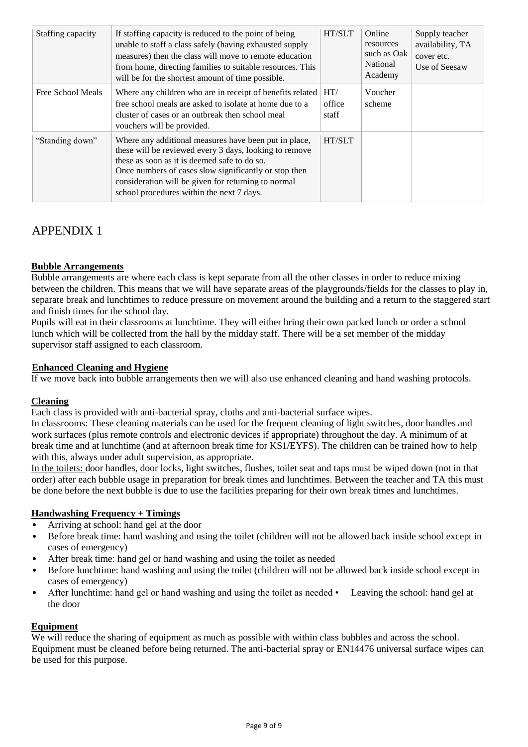| | | | | |
|---|---|---|---|---|
| Staffing capacity | If staffing capacity is reduced to the point of being unable to staff a class safely (having exhausted supply measures) then the class will move to remote education from home, directing families to suitable resources. This will be for the shortest amount of time possible. | HT/SLT | Online resources such as Oak National Academy | Supply teacher availability, TA cover etc. Use of Seesaw |
| Free School Meals | Where any children who are in receipt of benefits related free school meals are asked to isolate at home due to a cluster of cases or an outbreak then school meal vouchers will be provided. | HT/ office staff | Voucher scheme | |
| "Standing down" | Where any additional measures have been put in place, these will be reviewed every 3 days, looking to remove these as soon as it is deemed safe to do so. Once numbers of cases slow significantly or stop then consideration will be given for returning to normal school procedures within the next 7 days. | HT/SLT | | |

# APPENDIX 1

**Bubble Arrangements**

Bubble arrangements are where each class is kept separate from all the other classes in order to reduce mixing between the children. This means that we will have separate areas of the playgrounds/fields for the classes to play in, separate break and lunchtimes to reduce pressure on movement around the building and a return to the staggered start and finish times for the school day.

Pupils will eat in their classrooms at lunchtime. They will either bring their own packed lunch or order a school lunch which will be collected from the hall by the midday staff. There will be a set member of the midday supervisor staff assigned to each classroom.

**Enhanced Cleaning and Hygiene**

If we move back into bubble arrangements then we will also use enhanced cleaning and hand washing protocols.

**Cleaning**

Each class is provided with anti-bacterial spray, cloths and anti-bacterial surface wipes.

In classrooms: These cleaning materials can be used for the frequent cleaning of light switches, door handles and work surfaces (plus remote controls and electronic devices if appropriate) throughout the day. A minimum of at break time and at lunchtime (and at afternoon break time for KS1/EYFS). The children can be trained how to help with this, always under adult supervision, as appropriate.

In the toilets: door handles, door locks, light switches, flushes, toilet seat and taps must be wiped down (not in that order) after each bubble usage in preparation for break times and lunchtimes. Between the teacher and TA this must be done before the next bubble is due to use the facilities preparing for their own break times and lunchtimes.

**Handwashing Frequency + Timings**

- Arriving at school: hand gel at the door
- Before break time: hand washing and using the toilet (children will not be allowed back inside school except in cases of emergency)
- After break time: hand gel or hand washing and using the toilet as needed
- Before lunchtime: hand washing and using the toilet (children will not be allowed back inside school except in cases of emergency)
- After lunchtime: hand gel or hand washing and using the toilet as needed
- Leaving the school: hand gel at the door

**Equipment**

We will reduce the sharing of equipment as much as possible with within class bubbles and across the school. Equipment must be cleaned before being returned. The anti-bacterial spray or EN14476 universal surface wipes can be used for this purpose.